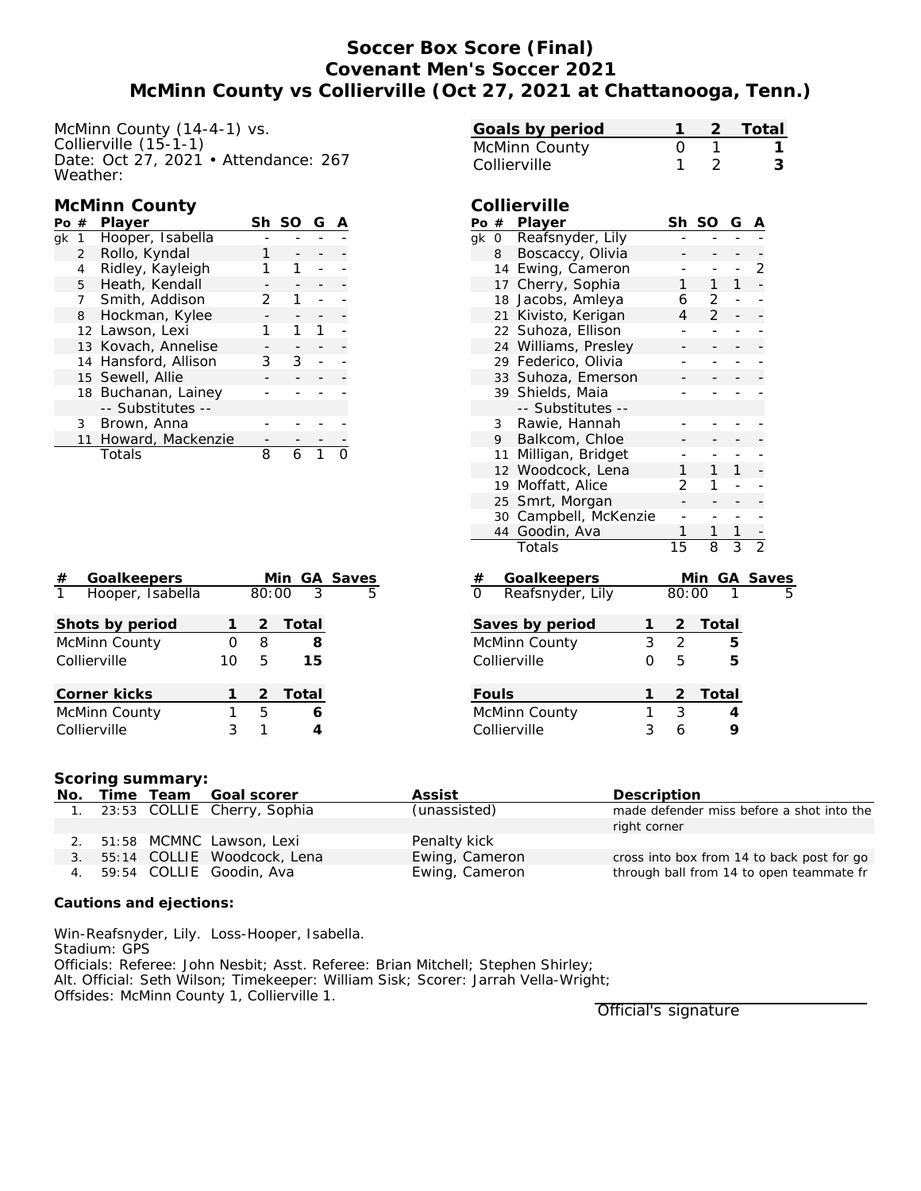# Soccer Box Score (Final)
## Covenant Men's Soccer 2021
## McMinn County vs Collierville (Oct 27, 2021 at Chattanooga, Tenn.)

McMinn County (14-4-1) vs.
Collierville (15-1-1)
Date: Oct 27, 2021 • Attendance: 267
Weather:

| Goals by period | 1 | 2 | Total |
|---|---|---|---|
| McMinn County | 0 | 1 | 1 |
| Collierville | 1 | 2 | 3 |

### McMinn County

| Po | # | Player | Sh | SO | G | A |
|---|---|---|---|---|---|---|
| gk | 1 | Hooper, Isabella | - | - | - | - |
| | 2 | Rollo, Kyndal | 1 | - | - | - |
| | 4 | Ridley, Kayleigh | 1 | 1 | - | - |
| | 5 | Heath, Kendall | - | - | - | - |
| | 7 | Smith, Addison | 2 | 1 | - | - |
| | 8 | Hockman, Kylee | - | - | - | - |
| | 12 | Lawson, Lexi | 1 | 1 | 1 | - |
| | 13 | Kovach, Annelise | - | - | - | - |
| | 14 | Hansford, Allison | 3 | 3 | - | - |
| | 15 | Sewell, Allie | - | - | - | - |
| | 18 | Buchanan, Lainey | - | - | - | - |
| | | -- Substitutes -- | | | | |
| | 3 | Brown, Anna | - | - | - | - |
| | 11 | Howard, Mackenzie | - | - | - | - |
| | | Totals | 8 | 6 | 1 | 0 |

### Collierville

| Po | # | Player | Sh | SO | G | A |
|---|---|---|---|---|---|---|
| gk | 0 | Reafsnyder, Lily | - | - | - | - |
| | 8 | Boscaccy, Olivia | - | - | - | - |
| | 14 | Ewing, Cameron | - | - | - | 2 |
| | 17 | Cherry, Sophia | 1 | 1 | 1 | - |
| | 18 | Jacobs, Amleya | 6 | 2 | - | - |
| | 21 | Kivisto, Kerigan | 4 | 2 | - | - |
| | 22 | Suhoza, Ellison | - | - | - | - |
| | 24 | Williams, Presley | - | - | - | - |
| | 29 | Federico, Olivia | - | - | - | - |
| | 33 | Suhoza, Emerson | - | - | - | - |
| | 39 | Shields, Maia | - | - | - | - |
| | | -- Substitutes -- | | | | |
| | 3 | Rawie, Hannah | - | - | - | - |
| | 9 | Balkcom, Chloe | - | - | - | - |
| | 11 | Milligan, Bridget | - | - | - | - |
| | 12 | Woodcock, Lena | 1 | 1 | 1 | - |
| | 19 | Moffatt, Alice | 2 | 1 | - | - |
| | 25 | Smrt, Morgan | - | - | - | - |
| | 30 | Campbell, McKenzie | - | - | - | - |
| | 44 | Goodin, Ava | 1 | 1 | 1 | - |
| | | Totals | 15 | 8 | 3 | 2 |

| # | Goalkeepers | Min | GA | Saves |
|---|---|---|---|---|
| 1 | Hooper, Isabella | 80:00 | 3 | 5 |

| # | Goalkeepers | Min | GA | Saves |
|---|---|---|---|---|
| 0 | Reafsnyder, Lily | 80:00 | 1 | 5 |

| Shots by period | 1 | 2 | Total |
|---|---|---|---|
| McMinn County | 0 | 8 | 8 |
| Collierville | 10 | 5 | 15 |

| Saves by period | 1 | 2 | Total |
|---|---|---|---|
| McMinn County | 3 | 2 | 5 |
| Collierville | 0 | 5 | 5 |

| Corner kicks | 1 | 2 | Total |
|---|---|---|---|
| McMinn County | 1 | 5 | 6 |
| Collierville | 3 | 1 | 4 |

| Fouls | 1 | 2 | Total |
|---|---|---|---|
| McMinn County | 1 | 3 | 4 |
| Collierville | 3 | 6 | 9 |

### Scoring summary:

| No. | Time | Team | Goal scorer | Assist | Description |
|---|---|---|---|---|---|
| 1. | 23:53 | COLLIE | Cherry, Sophia | (unassisted) | made defender miss before a shot into the right corner |
| 2. | 51:58 | MCMNC | Lawson, Lexi | Penalty kick | |
| 3. | 55:14 | COLLIE | Woodcock, Lena | Ewing, Cameron | cross into box from 14 to back post for go |
| 4. | 59:54 | COLLIE | Goodin, Ava | Ewing, Cameron | through ball from 14 to open teammate fr |

### Cautions and ejections:

Win-Reafsnyder, Lily. Loss-Hooper, Isabella.
Stadium: GPS
Officials: Referee: John Nesbit; Asst. Referee: Brian Mitchell; Stephen Shirley;
Alt. Official: Seth Wilson; Timekeeper: William Sisk; Scorer: Jarrah Vella-Wright;
Offsides: McMinn County 1, Collierville 1.

Official's signature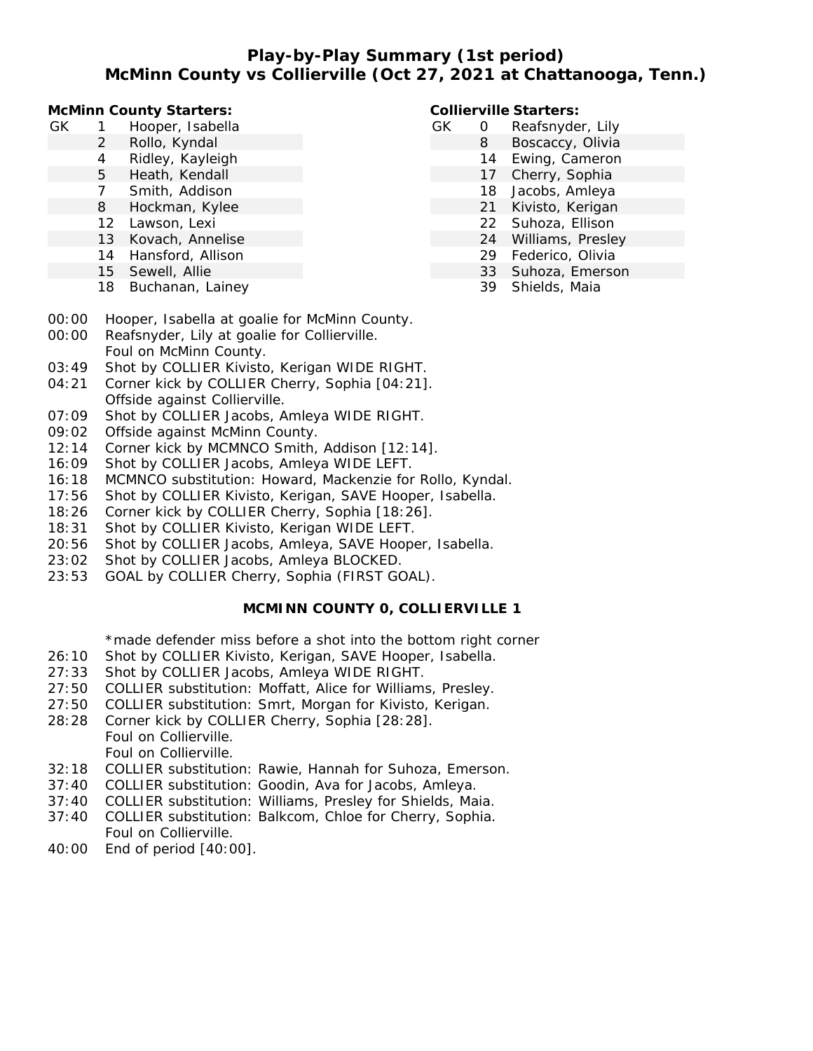# Play-by-Play Summary (1st period)
## McMinn County vs Collierville (Oct 27, 2021 at Chattanooga, Tenn.)

**McMinn County Starters:**

| | # | Name |
|---|---|---|
| GK | 1 | Hooper, Isabella |
| | 2 | Rollo, Kyndal |
| | 4 | Ridley, Kayleigh |
| | 5 | Heath, Kendall |
| | 7 | Smith, Addison |
| | 8 | Hockman, Kylee |
| | 12 | Lawson, Lexi |
| | 13 | Kovach, Annelise |
| | 14 | Hansford, Allison |
| | 15 | Sewell, Allie |
| | 18 | Buchanan, Lainey |

**Collierville Starters:**

| | # | Name |
|---|---|---|
| GK | 0 | Reafsnyder, Lily |
| | 8 | Boscaccy, Olivia |
| | 14 | Ewing, Cameron |
| | 17 | Cherry, Sophia |
| | 18 | Jacobs, Amleya |
| | 21 | Kivisto, Kerigan |
| | 22 | Suhoza, Ellison |
| | 24 | Williams, Presley |
| | 29 | Federico, Olivia |
| | 33 | Suhoza, Emerson |
| | 39 | Shields, Maia |

00:00 Hooper, Isabella at goalie for McMinn County.
00:00 Reafsnyder, Lily at goalie for Collierville.
Foul on McMinn County.
03:49 Shot by COLLIER Kivisto, Kerigan WIDE RIGHT.
04:21 Corner kick by COLLIER Cherry, Sophia [04:21].
Offside against Collierville.
07:09 Shot by COLLIER Jacobs, Amleya WIDE RIGHT.
09:02 Offside against McMinn County.
12:14 Corner kick by MCMNCO Smith, Addison [12:14].
16:09 Shot by COLLIER Jacobs, Amleya WIDE LEFT.
16:18 MCMNCO substitution: Howard, Mackenzie for Rollo, Kyndal.
17:56 Shot by COLLIER Kivisto, Kerigan, SAVE Hooper, Isabella.
18:26 Corner kick by COLLIER Cherry, Sophia [18:26].
18:31 Shot by COLLIER Kivisto, Kerigan WIDE LEFT.
20:56 Shot by COLLIER Jacobs, Amleya, SAVE Hooper, Isabella.
23:02 Shot by COLLIER Jacobs, Amleya BLOCKED.
23:53 GOAL by COLLIER Cherry, Sophia (FIRST GOAL).

**MCMINN COUNTY 0, COLLIERVILLE 1**

*made defender miss before a shot into the bottom right corner
26:10 Shot by COLLIER Kivisto, Kerigan, SAVE Hooper, Isabella.
27:33 Shot by COLLIER Jacobs, Amleya WIDE RIGHT.
27:50 COLLIER substitution: Moffatt, Alice for Williams, Presley.
27:50 COLLIER substitution: Smrt, Morgan for Kivisto, Kerigan.
28:28 Corner kick by COLLIER Cherry, Sophia [28:28].
Foul on Collierville.
Foul on Collierville.
32:18 COLLIER substitution: Rawie, Hannah for Suhoza, Emerson.
37:40 COLLIER substitution: Goodin, Ava for Jacobs, Amleya.
37:40 COLLIER substitution: Williams, Presley for Shields, Maia.
37:40 COLLIER substitution: Balkcom, Chloe for Cherry, Sophia.
Foul on Collierville.
40:00 End of period [40:00].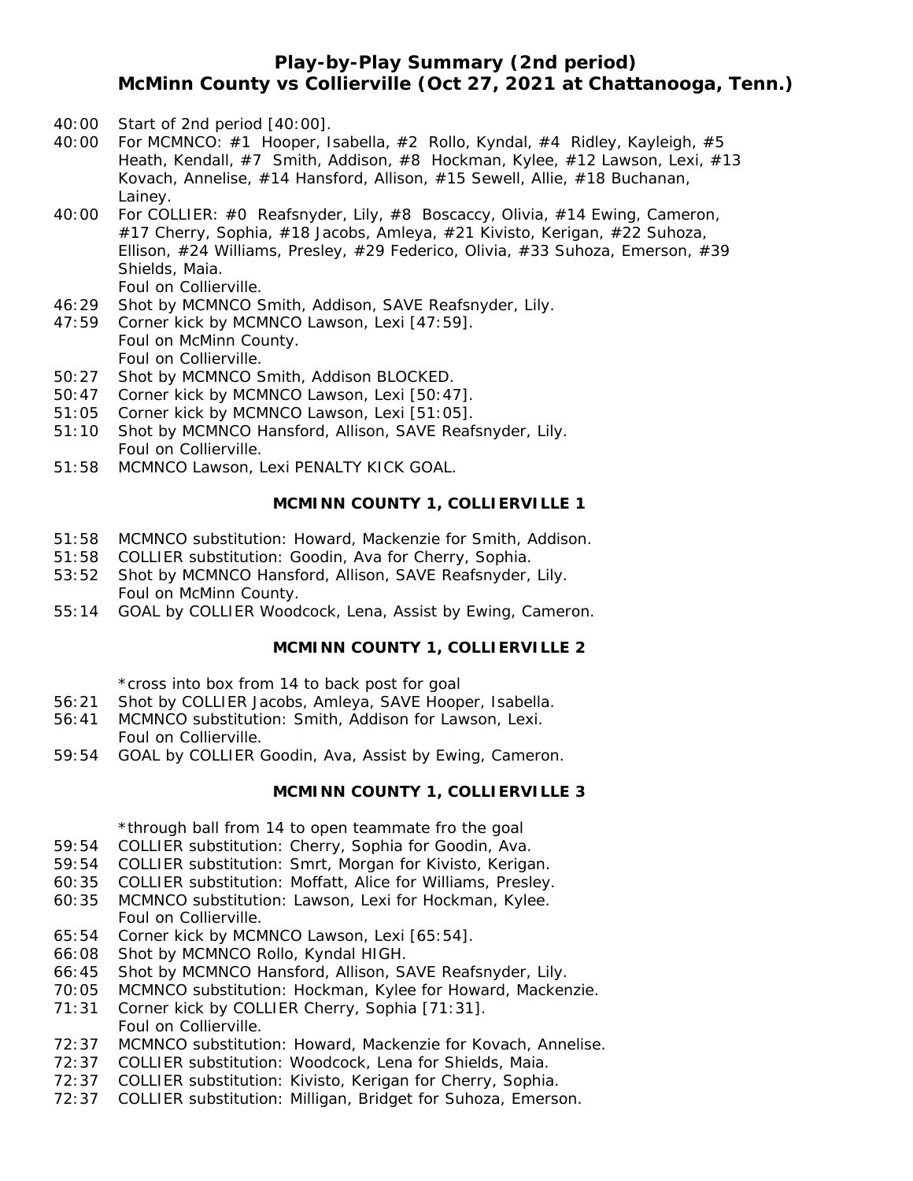# Play-by-Play Summary (2nd period)
## McMinn County vs Collierville (Oct 27, 2021 at Chattanooga, Tenn.)

40:00 Start of 2nd period [40:00].
40:00 For MCMNCO: #1 Hooper, Isabella, #2 Rollo, Kyndal, #4 Ridley, Kayleigh, #5 Heath, Kendall, #7 Smith, Addison, #8 Hockman, Kylee, #12 Lawson, Lexi, #13 Kovach, Annelise, #14 Hansford, Allison, #15 Sewell, Allie, #18 Buchanan, Lainey.
40:00 For COLLIER: #0 Reafsnyder, Lily, #8 Boscaccy, Olivia, #14 Ewing, Cameron, #17 Cherry, Sophia, #18 Jacobs, Amleya, #21 Kivisto, Kerigan, #22 Suhoza, Ellison, #24 Williams, Presley, #29 Federico, Olivia, #33 Suhoza, Emerson, #39 Shields, Maia.
Foul on Collierville.
46:29 Shot by MCMNCO Smith, Addison, SAVE Reafsnyder, Lily.
47:59 Corner kick by MCMNCO Lawson, Lexi [47:59].
Foul on McMinn County.
Foul on Collierville.
50:27 Shot by MCMNCO Smith, Addison BLOCKED.
50:47 Corner kick by MCMNCO Lawson, Lexi [50:47].
51:05 Corner kick by MCMNCO Lawson, Lexi [51:05].
51:10 Shot by MCMNCO Hansford, Allison, SAVE Reafsnyder, Lily.
Foul on Collierville.
51:58 MCMNCO Lawson, Lexi PENALTY KICK GOAL.

**MCMINN COUNTY 1, COLLIERVILLE 1**

51:58 MCMNCO substitution: Howard, Mackenzie for Smith, Addison.
51:58 COLLIER substitution: Goodin, Ava for Cherry, Sophia.
53:52 Shot by MCMNCO Hansford, Allison, SAVE Reafsnyder, Lily.
Foul on McMinn County.
55:14 GOAL by COLLIER Woodcock, Lena, Assist by Ewing, Cameron.

**MCMINN COUNTY 1, COLLIERVILLE 2**

*cross into box from 14 to back post for goal
56:21 Shot by COLLIER Jacobs, Amleya, SAVE Hooper, Isabella.
56:41 MCMNCO substitution: Smith, Addison for Lawson, Lexi.
Foul on Collierville.
59:54 GOAL by COLLIER Goodin, Ava, Assist by Ewing, Cameron.

**MCMINN COUNTY 1, COLLIERVILLE 3**

*through ball from 14 to open teammate fro the goal
59:54 COLLIER substitution: Cherry, Sophia for Goodin, Ava.
59:54 COLLIER substitution: Smrt, Morgan for Kivisto, Kerigan.
60:35 COLLIER substitution: Moffatt, Alice for Williams, Presley.
60:35 MCMNCO substitution: Lawson, Lexi for Hockman, Kylee.
Foul on Collierville.
65:54 Corner kick by MCMNCO Lawson, Lexi [65:54].
66:08 Shot by MCMNCO Rollo, Kyndal HIGH.
66:45 Shot by MCMNCO Hansford, Allison, SAVE Reafsnyder, Lily.
70:05 MCMNCO substitution: Hockman, Kylee for Howard, Mackenzie.
71:31 Corner kick by COLLIER Cherry, Sophia [71:31].
Foul on Collierville.
72:37 MCMNCO substitution: Howard, Mackenzie for Kovach, Annelise.
72:37 COLLIER substitution: Woodcock, Lena for Shields, Maia.
72:37 COLLIER substitution: Kivisto, Kerigan for Cherry, Sophia.
72:37 COLLIER substitution: Milligan, Bridget for Suhoza, Emerson.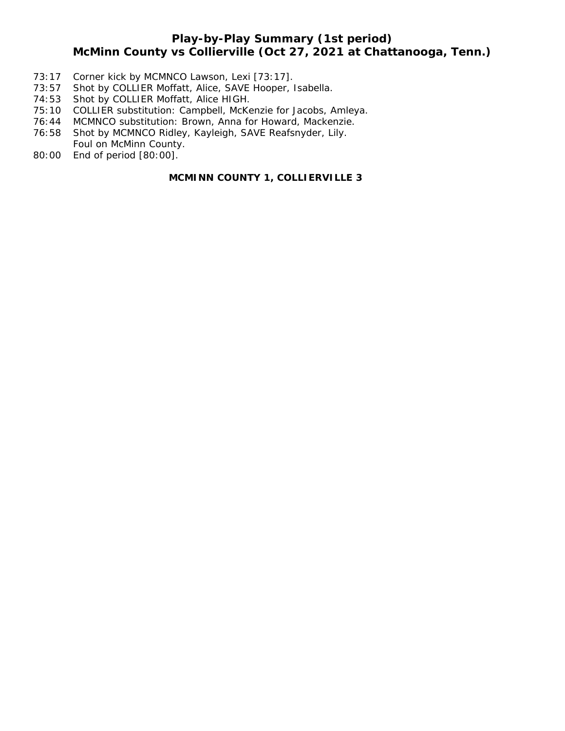## Play-by-Play Summary (1st period)
## McMinn County vs Collierville (Oct 27, 2021 at Chattanooga, Tenn.)

73:17 Corner kick by MCMNCO Lawson, Lexi [73:17].
73:57 Shot by COLLIER Moffatt, Alice, SAVE Hooper, Isabella.
74:53 Shot by COLLIER Moffatt, Alice HIGH.
75:10 COLLIER substitution: Campbell, McKenzie for Jacobs, Amleya.
76:44 MCMNCO substitution: Brown, Anna for Howard, Mackenzie.
76:58 Shot by MCMNCO Ridley, Kayleigh, SAVE Reafsnyder, Lily.
Foul on McMinn County.
80:00 End of period [80:00].

**MCMINN COUNTY 1, COLLIERVILLE 3**